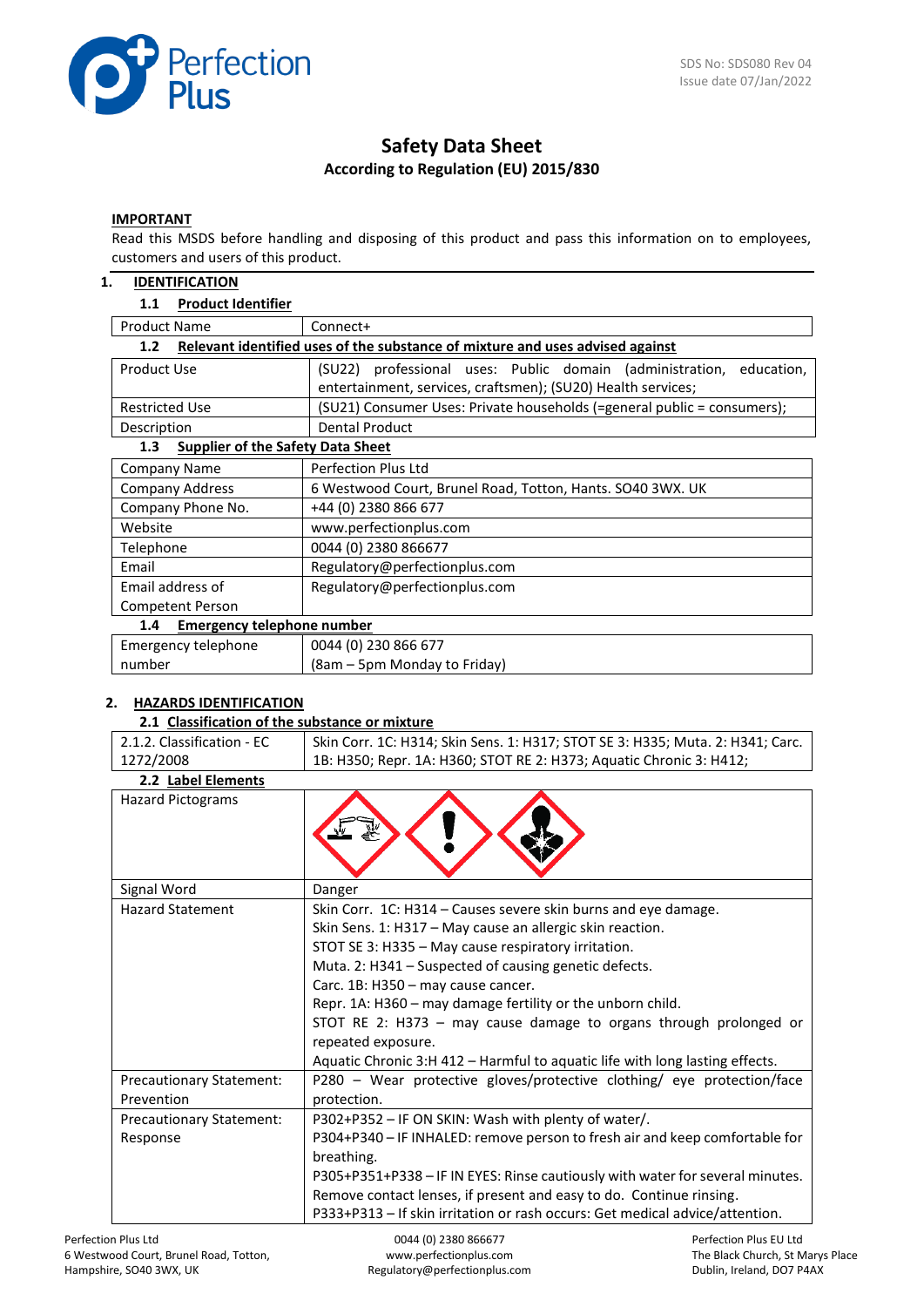Perfection Plus

SDS No: SDS080 Rev 04
Issue date 07/Jan/2022

# Safety Data Sheet

**According to Regulation (EU) 2015/830**

**IMPORTANT**

Read this MSDS before handling and disposing of this product and pass this information on to employees, customers and users of this product.

## 1. IDENTIFICATION

### 1.1 Product Identifier

| Product Name | Connect+ |
|---|---|

### 1.2 Relevant identified uses of the substance of mixture and uses advised against

| Product Use | (SU22) professional uses: Public domain (administration, education, entertainment, services, craftsmen); (SU20) Health services; |
|---|---|
| Restricted Use | (SU21) Consumer Uses: Private households (=general public = consumers); |
| Description | Dental Product |

### 1.3 Supplier of the Safety Data Sheet

| Company Name | Perfection Plus Ltd |
|---|---|
| Company Address | 6 Westwood Court, Brunel Road, Totton, Hants. SO40 3WX. UK |
| Company Phone No. | +44 (0) 2380 866 677 |
| Website | www.perfectionplus.com |
| Telephone | 0044 (0) 2380 866677 |
| Email | Regulatory@perfectionplus.com |
| Email address of Competent Person | Regulatory@perfectionplus.com |

### 1.4 Emergency telephone number

| Emergency telephone number | 0044 (0) 230 866 677 (8am – 5pm Monday to Friday) |
|---|---|

## 2. HAZARDS IDENTIFICATION

### 2.1 Classification of the substance or mixture

| 2.1.2. Classification - EC 1272/2008 | Skin Corr. 1C: H314; Skin Sens. 1: H317; STOT SE 3: H335; Muta. 2: H341; Carc. 1B: H350; Repr. 1A: H360; STOT RE 2: H373; Aquatic Chronic 3: H412; |
|---|---|

### 2.2 Label Elements

| Hazard Pictograms | |
|---|---|
| Signal Word | Danger |
| Hazard Statement | Skin Corr. 1C: H314 – Causes severe skin burns and eye damage.<br>Skin Sens. 1: H317 – May cause an allergic skin reaction.<br>STOT SE 3: H335 – May cause respiratory irritation.<br>Muta. 2: H341 – Suspected of causing genetic defects.<br>Carc. 1B: H350 – may cause cancer.<br>Repr. 1A: H360 – may damage fertility or the unborn child.<br>STOT RE 2: H373 – may cause damage to organs through prolonged or repeated exposure.<br>Aquatic Chronic 3:H 412 – Harmful to aquatic life with long lasting effects. |
| Precautionary Statement: Prevention | P280 – Wear protective gloves/protective clothing/ eye protection/face protection. |
| Precautionary Statement: Response | P302+P352 – IF ON SKIN: Wash with plenty of water/.<br>P304+P340 – IF INHALED: remove person to fresh air and keep comfortable for breathing.<br>P305+P351+P338 – IF IN EYES: Rinse cautiously with water for several minutes. Remove contact lenses, if present and easy to do. Continue rinsing.<br>P333+P313 – If skin irritation or rash occurs: Get medical advice/attention. |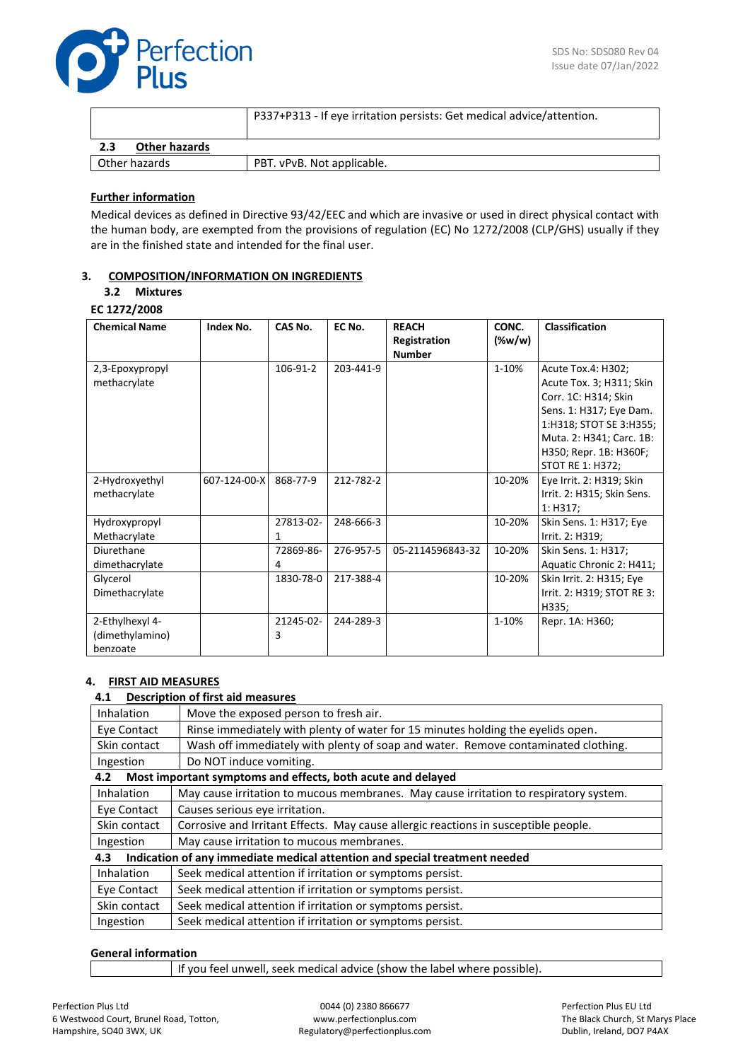| | P337+P313 - If eye irritation persists: Get medical advice/attention. |
|---|---|

**2.3 Other hazards**

| Other hazards | PBT. vPvB. Not applicable. |
|---|---|

**Further information**

Medical devices as defined in Directive 93/42/EEC and which are invasive or used in direct physical contact with the human body, are exempted from the provisions of regulation (EC) No 1272/2008 (CLP/GHS) usually if they are in the finished state and intended for the final user.

## 3. COMPOSITION/INFORMATION ON INGREDIENTS

### 3.2 Mixtures

**EC 1272/2008**

| Chemical Name | Index No. | CAS No. | EC No. | REACH Registration Number | CONC. (%w/w) | Classification |
|---|---|---|---|---|---|---|
| 2,3-Epoxypropyl methacrylate | | 106-91-2 | 203-441-9 | | 1-10% | Acute Tox.4: H302; Acute Tox. 3; H311; Skin Corr. 1C: H314; Skin Sens. 1: H317; Eye Dam. 1:H318; STOT SE 3:H355; Muta. 2: H341; Carc. 1B: H350; Repr. 1B: H360F; STOT RE 1: H372; |
| 2-Hydroxyethyl methacrylate | 607-124-00-X | 868-77-9 | 212-782-2 | | 10-20% | Eye Irrit. 2: H319; Skin Irrit. 2: H315; Skin Sens. 1: H317; |
| Hydroxypropyl Methacrylate | | 27813-02-1 | 248-666-3 | | 10-20% | Skin Sens. 1: H317; Eye Irrit. 2: H319; |
| Diurethane dimethacrylate | | 72869-86-4 | 276-957-5 | 05-2114596843-32 | 10-20% | Skin Sens. 1: H317; Aquatic Chronic 2: H411; |
| Glycerol Dimethacrylate | | 1830-78-0 | 217-388-4 | | 10-20% | Skin Irrit. 2: H315; Eye Irrit. 2: H319; STOT RE 3: H335; |
| 2-Ethylhexyl 4-(dimethylamino) benzoate | | 21245-02-3 | 244-289-3 | | 1-10% | Repr. 1A: H360; |

## 4. FIRST AID MEASURES

### 4.1 Description of first aid measures

| Inhalation | Move the exposed person to fresh air. |
|---|---|
| Eye Contact | Rinse immediately with plenty of water for 15 minutes holding the eyelids open. |
| Skin contact | Wash off immediately with plenty of soap and water. Remove contaminated clothing. |
| Ingestion | Do NOT induce vomiting. |

### 4.2 Most important symptoms and effects, both acute and delayed

| Inhalation | May cause irritation to mucous membranes. May cause irritation to respiratory system. |
|---|---|
| Eye Contact | Causes serious eye irritation. |
| Skin contact | Corrosive and Irritant Effects. May cause allergic reactions in susceptible people. |
| Ingestion | May cause irritation to mucous membranes. |

### 4.3 Indication of any immediate medical attention and special treatment needed

| Inhalation | Seek medical attention if irritation or symptoms persist. |
|---|---|
| Eye Contact | Seek medical attention if irritation or symptoms persist. |
| Skin contact | Seek medical attention if irritation or symptoms persist. |
| Ingestion | Seek medical attention if irritation or symptoms persist. |

**General information**

| | If you feel unwell, seek medical advice (show the label where possible). |
|---|---|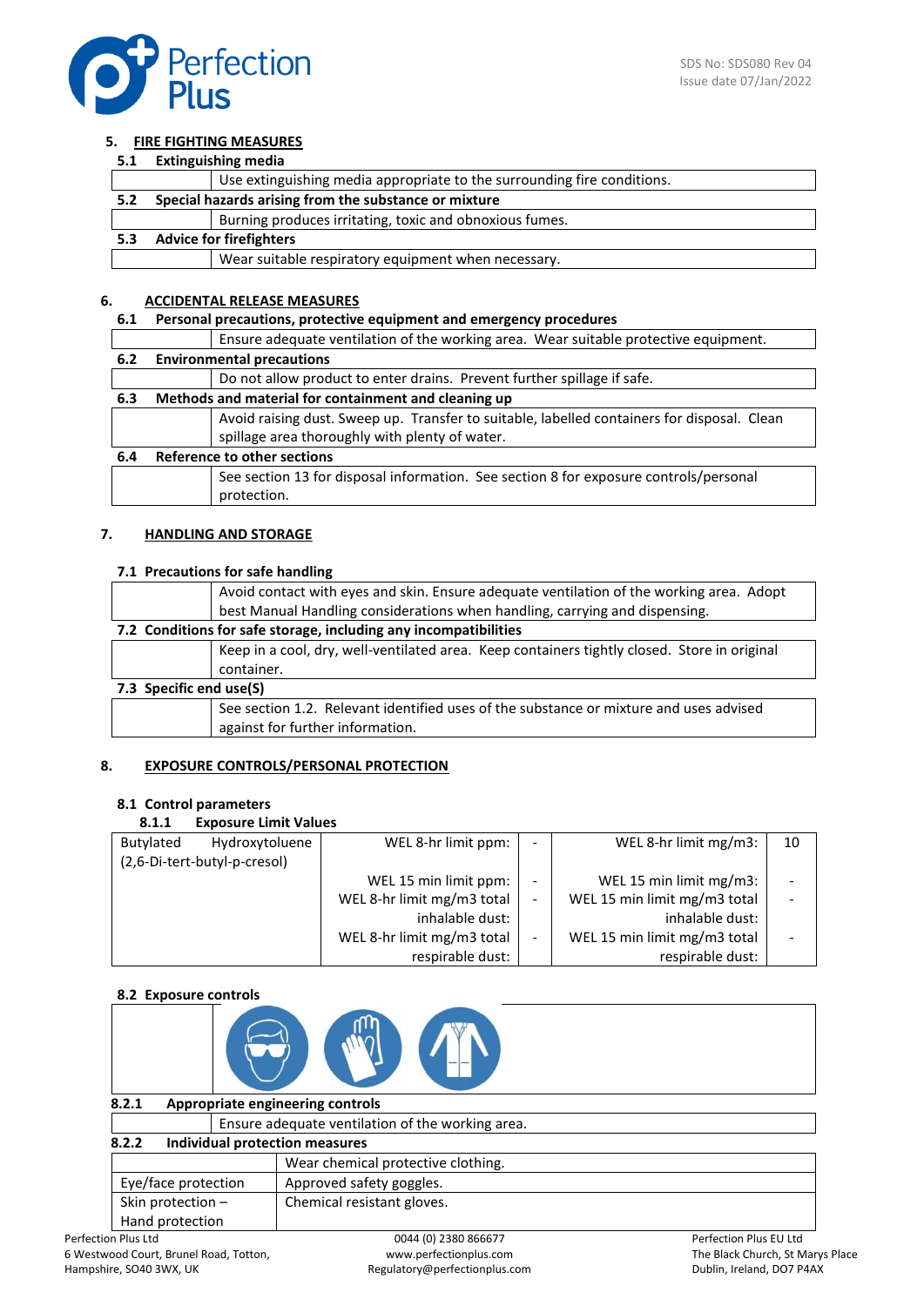## 5. FIRE FIGHTING MEASURES

### 5.1 Extinguishing media

| | |
|---|---|
| | Use extinguishing media appropriate to the surrounding fire conditions. |

### 5.2 Special hazards arising from the substance or mixture

| | |
|---|---|
| | Burning produces irritating, toxic and obnoxious fumes. |

### 5.3 Advice for firefighters

| | |
|---|---|
| | Wear suitable respiratory equipment when necessary. |

## 6. ACCIDENTAL RELEASE MEASURES

### 6.1 Personal precautions, protective equipment and emergency procedures

| | |
|---|---|
| | Ensure adequate ventilation of the working area. Wear suitable protective equipment. |

### 6.2 Environmental precautions

| | |
|---|---|
| | Do not allow product to enter drains. Prevent further spillage if safe. |

### 6.3 Methods and material for containment and cleaning up

| | |
|---|---|
| | Avoid raising dust. Sweep up. Transfer to suitable, labelled containers for disposal. Clean spillage area thoroughly with plenty of water. |

### 6.4 Reference to other sections

| | |
|---|---|
| | See section 13 for disposal information. See section 8 for exposure controls/personal protection. |

## 7. HANDLING AND STORAGE

### 7.1 Precautions for safe handling

| | |
|---|---|
| | Avoid contact with eyes and skin. Ensure adequate ventilation of the working area. Adopt best Manual Handling considerations when handling, carrying and dispensing. |

### 7.2 Conditions for safe storage, including any incompatibilities

| | |
|---|---|
| | Keep in a cool, dry, well-ventilated area. Keep containers tightly closed. Store in original container. |

### 7.3 Specific end use(S)

| | |
|---|---|
| | See section 1.2. Relevant identified uses of the substance or mixture and uses advised against for further information. |

## 8. EXPOSURE CONTROLS/PERSONAL PROTECTION

### 8.1 Control parameters

#### 8.1.1 Exposure Limit Values

| Substance | | | | |
|---|---|---|---|---|
| Butylated Hydroxytoluene (2,6-Di-tert-butyl-p-cresol) | WEL 8-hr limit ppm: | - | WEL 8-hr limit mg/m3: | 10 |
| | WEL 15 min limit ppm: | - | WEL 15 min limit mg/m3: | - |
| | WEL 8-hr limit mg/m3 total inhalable dust: | - | WEL 15 min limit mg/m3 total inhalable dust: | - |
| | WEL 8-hr limit mg/m3 total respirable dust: | - | WEL 15 min limit mg/m3 total respirable dust: | - |

### 8.2 Exposure controls

#### 8.2.1 Appropriate engineering controls

| | |
|---|---|
| | Ensure adequate ventilation of the working area. |

#### 8.2.2 Individual protection measures

| | |
|---|---|
| | Wear chemical protective clothing. |
| Eye/face protection | Approved safety goggles. |
| Skin protection – Hand protection | Chemical resistant gloves. |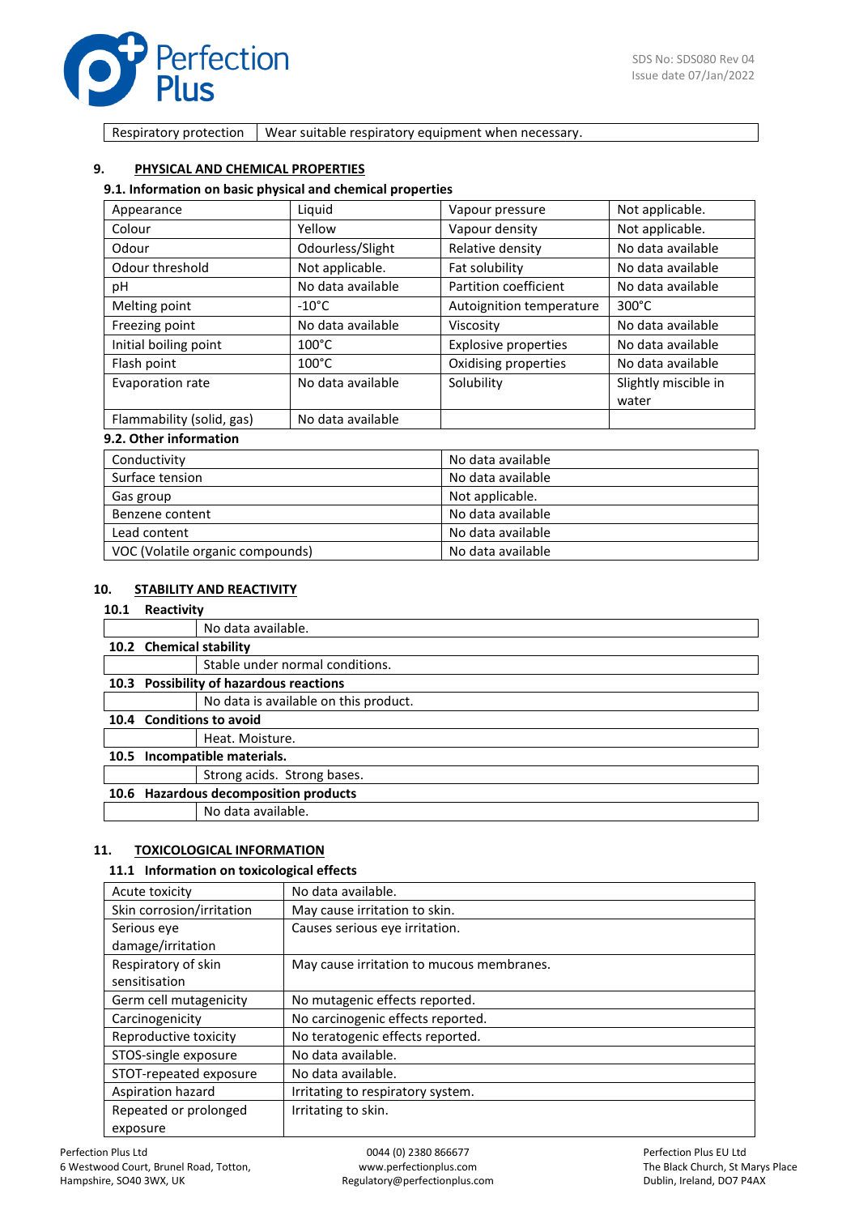| Respiratory protection | Wear suitable respiratory equipment when necessary. |
|---|---|

## 9. PHYSICAL AND CHEMICAL PROPERTIES

### 9.1. Information on basic physical and chemical properties

| Appearance | Liquid | Vapour pressure | Not applicable. |
|---|---|---|---|
| Colour | Yellow | Vapour density | Not applicable. |
| Odour | Odourless/Slight | Relative density | No data available |
| Odour threshold | Not applicable. | Fat solubility | No data available |
| pH | No data available | Partition coefficient | No data available |
| Melting point | -10°C | Autoignition temperature | 300°C |
| Freezing point | No data available | Viscosity | No data available |
| Initial boiling point | 100°C | Explosive properties | No data available |
| Flash point | 100°C | Oxidising properties | No data available |
| Evaporation rate | No data available | Solubility | Slightly miscible in water |
| Flammability (solid, gas) | No data available | | |

### 9.2. Other information

| Conductivity | No data available |
|---|---|
| Surface tension | No data available |
| Gas group | Not applicable. |
| Benzene content | No data available |
| Lead content | No data available |
| VOC (Volatile organic compounds) | No data available |

## 10. STABILITY AND REACTIVITY

### 10.1 Reactivity

No data available.

### 10.2 Chemical stability

Stable under normal conditions.

### 10.3 Possibility of hazardous reactions

No data is available on this product.

### 10.4 Conditions to avoid

Heat. Moisture.

### 10.5 Incompatible materials.

Strong acids. Strong bases.

### 10.6 Hazardous decomposition products

No data available.

## 11. TOXICOLOGICAL INFORMATION

### 11.1 Information on toxicological effects

| Acute toxicity | No data available. |
|---|---|
| Skin corrosion/irritation | May cause irritation to skin. |
| Serious eye damage/irritation | Causes serious eye irritation. |
| Respiratory of skin sensitisation | May cause irritation to mucous membranes. |
| Germ cell mutagenicity | No mutagenic effects reported. |
| Carcinogenicity | No carcinogenic effects reported. |
| Reproductive toxicity | No teratogenic effects reported. |
| STOS-single exposure | No data available. |
| STOT-repeated exposure | No data available. |
| Aspiration hazard | Irritating to respiratory system. |
| Repeated or prolonged exposure | Irritating to skin. |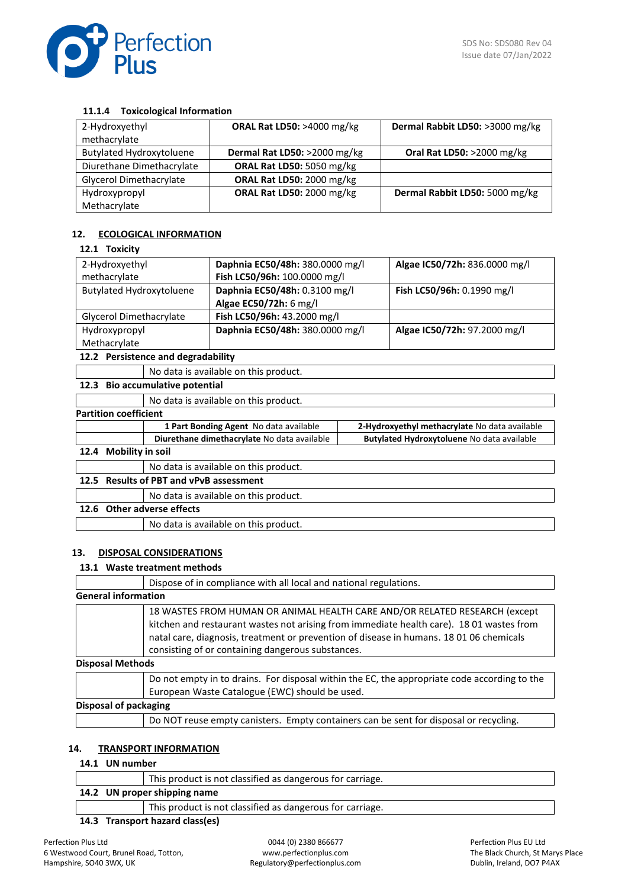### 11.1.4 Toxicological Information

| | | |
|---|---|---|
| 2-Hydroxyethyl methacrylate | **ORAL Rat LD50:** >4000 mg/kg | **Dermal Rabbit LD50:** >3000 mg/kg |
| Butylated Hydroxytoluene | **Dermal Rat LD50:** >2000 mg/kg | **Oral Rat LD50:** >2000 mg/kg |
| Diurethane Dimethacrylate | **ORAL Rat LD50:** 5050 mg/kg | |
| Glycerol Dimethacrylate | **ORAL Rat LD50:** 2000 mg/kg | |
| Hydroxypropyl Methacrylate | **ORAL Rat LD50:** 2000 mg/kg | **Dermal Rabbit LD50:** 5000 mg/kg |

## 12. ECOLOGICAL INFORMATION

### 12.1 Toxicity

| | | |
|---|---|---|
| 2-Hydroxyethyl methacrylate | **Daphnia EC50/48h:** 380.0000 mg/l<br>**Fish LC50/96h:** 100.0000 mg/l | **Algae IC50/72h:** 836.0000 mg/l |
| Butylated Hydroxytoluene | **Daphnia EC50/48h:** 0.3100 mg/l<br>**Algae EC50/72h:** 6 mg/l | **Fish LC50/96h:** 0.1990 mg/l |
| Glycerol Dimethacrylate | **Fish LC50/96h:** 43.2000 mg/l | |
| Hydroxypropyl Methacrylate | **Daphnia EC50/48h:** 380.0000 mg/l | **Algae IC50/72h:** 97.2000 mg/l |

### 12.2 Persistence and degradability

No data is available on this product.

### 12.3 Bio accumulative potential

No data is available on this product.

**Partition coefficient**

| | | |
|---|---|---|
| | **1 Part Bonding Agent** No data available | **2-Hydroxyethyl methacrylate** No data available |
| | **Diurethane dimethacrylate** No data available | **Butylated Hydroxytoluene** No data available |

### 12.4 Mobility in soil

No data is available on this product.

### 12.5 Results of PBT and vPvB assessment

No data is available on this product.

### 12.6 Other adverse effects

No data is available on this product.

## 13. DISPOSAL CONSIDERATIONS

### 13.1 Waste treatment methods

Dispose of in compliance with all local and national regulations.

**General information**

18 WASTES FROM HUMAN OR ANIMAL HEALTH CARE AND/OR RELATED RESEARCH (except kitchen and restaurant wastes not arising from immediate health care). 18 01 wastes from natal care, diagnosis, treatment or prevention of disease in humans. 18 01 06 chemicals consisting of or containing dangerous substances.

**Disposal Methods**

Do not empty in to drains. For disposal within the EC, the appropriate code according to the European Waste Catalogue (EWC) should be used.

**Disposal of packaging**

Do NOT reuse empty canisters. Empty containers can be sent for disposal or recycling.

## 14. TRANSPORT INFORMATION

### 14.1 UN number

This product is not classified as dangerous for carriage.

### 14.2 UN proper shipping name

This product is not classified as dangerous for carriage.

### 14.3 Transport hazard class(es)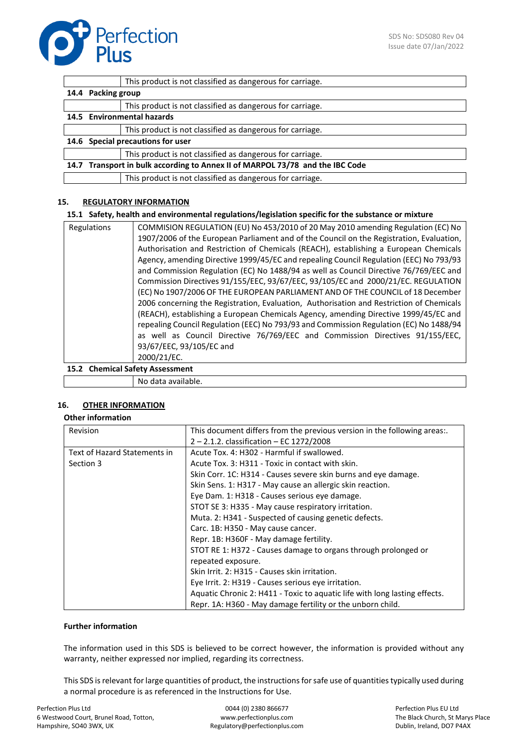| | This product is not classified as dangerous for carriage. |
|---|---|

**14.4 Packing group**

| | This product is not classified as dangerous for carriage. |
|---|---|

**14.5 Environmental hazards**

| | This product is not classified as dangerous for carriage. |
|---|---|

**14.6 Special precautions for user**

| | This product is not classified as dangerous for carriage. |
|---|---|

**14.7 Transport in bulk according to Annex II of MARPOL 73/78 and the IBC Code**

| | This product is not classified as dangerous for carriage. |
|---|---|

## 15. REGULATORY INFORMATION

### 15.1 Safety, health and environmental regulations/legislation specific for the substance or mixture

| Regulations | COMMISION REGULATION (EU) No 453/2010 of 20 May 2010 amending Regulation (EC) No 1907/2006 of the European Parliament and of the Council on the Registration, Evaluation, Authorisation and Restriction of Chemicals (REACH), establishing a European Chemicals Agency, amending Directive 1999/45/EC and repealing Council Regulation (EEC) No 793/93 and Commission Regulation (EC) No 1488/94 as well as Council Directive 76/769/EEC and Commission Directives 91/155/EEC, 93/67/EEC, 93/105/EC and 2000/21/EC. REGULATION (EC) No 1907/2006 OF THE EUROPEAN PARLIAMENT AND OF THE COUNCIL of 18 December 2006 concerning the Registration, Evaluation, Authorisation and Restriction of Chemicals (REACH), establishing a European Chemicals Agency, amending Directive 1999/45/EC and repealing Council Regulation (EEC) No 793/93 and Commission Regulation (EC) No 1488/94 as well as Council Directive 76/769/EEC and Commission Directives 91/155/EEC, 93/67/EEC, 93/105/EC and 2000/21/EC. |
|---|---|

### 15.2 Chemical Safety Assessment

| | No data available. |
|---|---|

## 16. OTHER INFORMATION

**Other information**

| Revision | This document differs from the previous version in the following areas:. 2 – 2.1.2. classification – EC 1272/2008 |
|---|---|
| Text of Hazard Statements in Section 3 | Acute Tox. 4: H302 - Harmful if swallowed.<br>Acute Tox. 3: H311 - Toxic in contact with skin.<br>Skin Corr. 1C: H314 - Causes severe skin burns and eye damage.<br>Skin Sens. 1: H317 - May cause an allergic skin reaction.<br>Eye Dam. 1: H318 - Causes serious eye damage.<br>STOT SE 3: H335 - May cause respiratory irritation.<br>Muta. 2: H341 - Suspected of causing genetic defects.<br>Carc. 1B: H350 - May cause cancer.<br>Repr. 1B: H360F - May damage fertility.<br>STOT RE 1: H372 - Causes damage to organs through prolonged or repeated exposure.<br>Skin Irrit. 2: H315 - Causes skin irritation.<br>Eye Irrit. 2: H319 - Causes serious eye irritation.<br>Aquatic Chronic 2: H411 - Toxic to aquatic life with long lasting effects.<br>Repr. 1A: H360 - May damage fertility or the unborn child. |

**Further information**

The information used in this SDS is believed to be correct however, the information is provided without any warranty, neither expressed nor implied, regarding its correctness.

This SDS is relevant for large quantities of product, the instructions for safe use of quantities typically used during a normal procedure is as referenced in the Instructions for Use.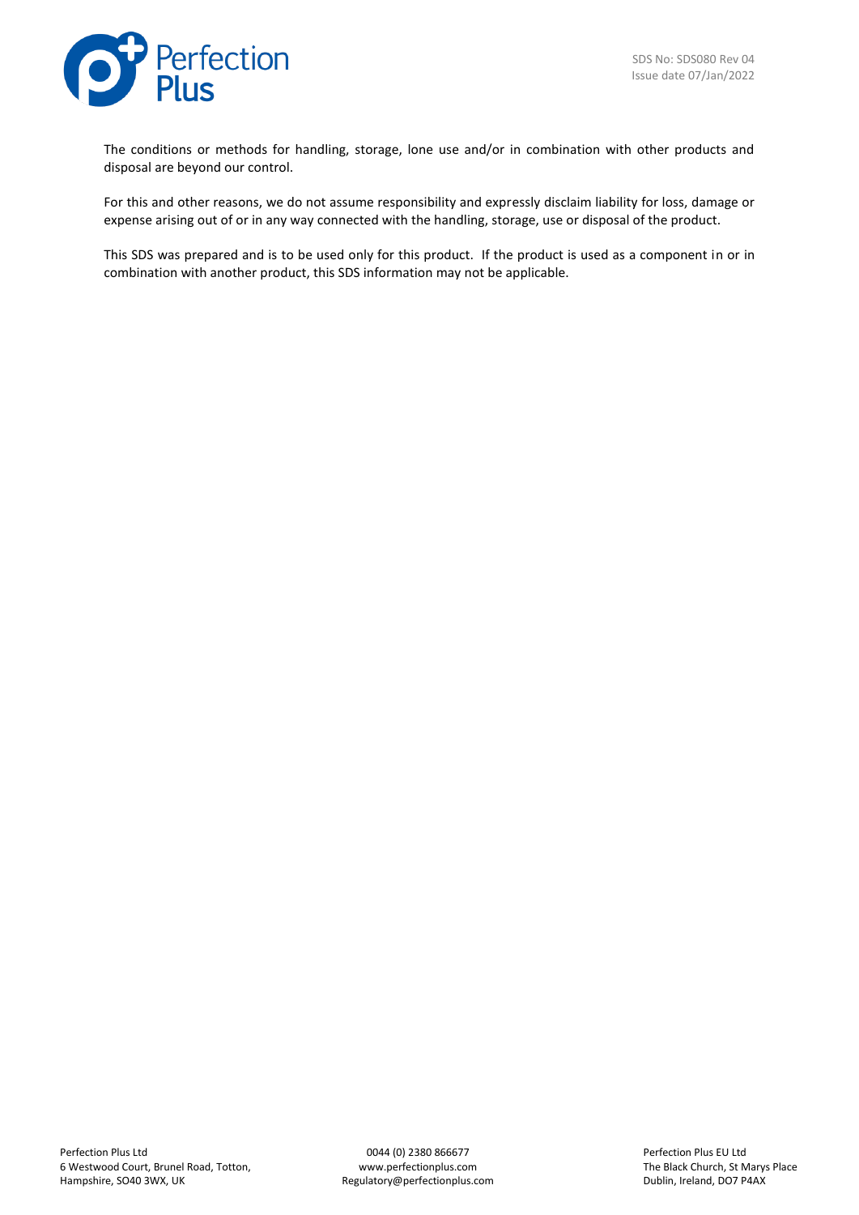The conditions or methods for handling, storage, lone use and/or in combination with other products and disposal are beyond our control.

For this and other reasons, we do not assume responsibility and expressly disclaim liability for loss, damage or expense arising out of or in any way connected with the handling, storage, use or disposal of the product.

This SDS was prepared and is to be used only for this product. If the product is used as a component in or in combination with another product, this SDS information may not be applicable.